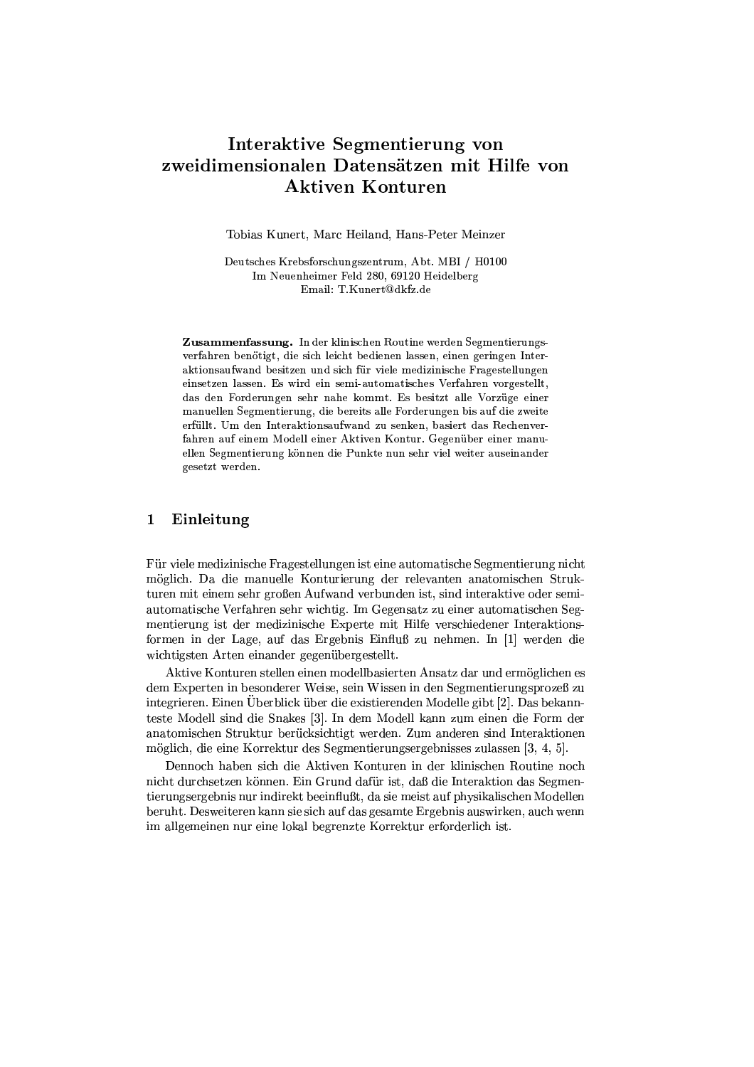# Interaktive Segmentierung von zweidimensionalen Datensätzen mit Hilfe von Aktiven Konturen

Tobias Kunert, Marc Heiland, Hans-Peter Meinzer

Deutsches Krebsforschungszentrum, Abt. MBI / H0100
Im Neuenheimer Feld 280, 69120 Heidelberg
Email: T.Kunert@dkfz.de

**Zusammenfassung.** In der klinischen Routine werden Segmentierungsverfahren benötigt, die sich leicht bedienen lassen, einen geringen Interaktionsaufwand besitzen und sich für viele medizinische Fragestellungen einsetzen lassen. Es wird ein semi-automatisches Verfahren vorgestellt, das den Forderungen sehr nahe kommt. Es besitzt alle Vorzüge einer manuellen Segmentierung, die bereits alle Forderungen bis auf die zweite erfüllt. Um den Interaktionsaufwand zu senken, basiert das Rechenverfahren auf einem Modell einer Aktiven Kontur. Gegenüber einer manuellen Segmentierung können die Punkte nun sehr viel weiter auseinander gesetzt werden.

## 1 Einleitung

Für viele medizinische Fragestellungen ist eine automatische Segmentierung nicht möglich. Da die manuelle Konturierung der relevanten anatomischen Strukturen mit einem sehr großen Aufwand verbunden ist, sind interaktive oder semiautomatische Verfahren sehr wichtig. Im Gegensatz zu einer automatischen Segmentierung ist der medizinische Experte mit Hilfe verschiedener Interaktionsformen in der Lage, auf das Ergebnis Einfluß zu nehmen. In [1] werden die wichtigsten Arten einander gegenübergestellt.

Aktive Konturen stellen einen modellbasierten Ansatz dar und ermöglichen es dem Experten in besonderer Weise, sein Wissen in den Segmentierungsprozeß zu integrieren. Einen Überblick über die existierenden Modelle gibt [2]. Das bekannteste Modell sind die Snakes [3]. In dem Modell kann zum einen die Form der anatomischen Struktur berücksichtigt werden. Zum anderen sind Interaktionen möglich, die eine Korrektur des Segmentierungsergebnisses zulassen [3, 4, 5].

Dennoch haben sich die Aktiven Konturen in der klinischen Routine noch nicht durchsetzen können. Ein Grund dafür ist, daß die Interaktion das Segmentierungsergebnis nur indirekt beeinflußt, da sie meist auf physikalischen Modellen beruht. Desweiteren kann sie sich auf das gesamte Ergebnis auswirken, auch wenn im allgemeinen nur eine lokal begrenzte Korrektur erforderlich ist.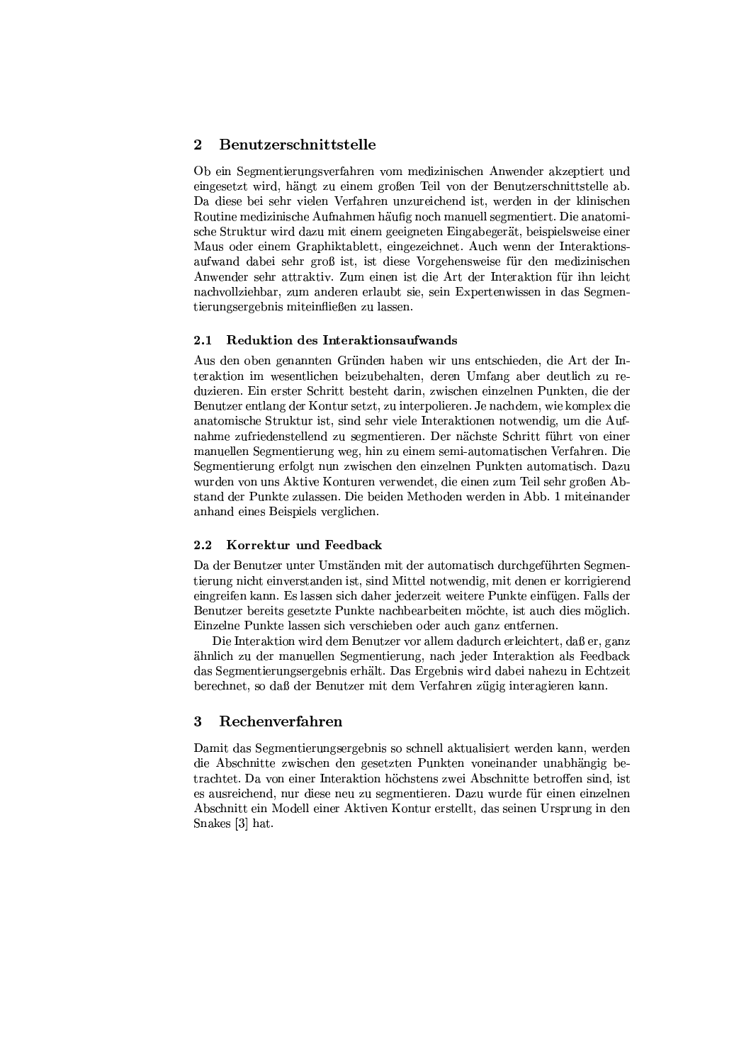## 2 Benutzerschnittstelle

Ob ein Segmentierungsverfahren vom medizinischen Anwender akzeptiert und eingesetzt wird, hängt zu einem großen Teil von der Benutzerschnittstelle ab. Da diese bei sehr vielen Verfahren unzureichend ist, werden in der klinischen Routine medizinische Aufnahmen häufig noch manuell segmentiert. Die anatomische Struktur wird dazu mit einem geeigneten Eingabegerät, beispielsweise einer Maus oder einem Graphiktablett, eingezeichnet. Auch wenn der Interaktionsaufwand dabei sehr groß ist, ist diese Vorgehensweise für den medizinischen Anwender sehr attraktiv. Zum einen ist die Art der Interaktion für ihn leicht nachvollziehbar, zum anderen erlaubt sie, sein Expertenwissen in das Segmentierungsergebnis miteinfließen zu lassen.

### 2.1 Reduktion des Interaktionsaufwands

Aus den oben genannten Gründen haben wir uns entschieden, die Art der Interaktion im wesentlichen beizubehalten, deren Umfang aber deutlich zu reduzieren. Ein erster Schritt besteht darin, zwischen einzelnen Punkten, die der Benutzer entlang der Kontur setzt, zu interpolieren. Je nachdem, wie komplex die anatomische Struktur ist, sind sehr viele Interaktionen notwendig, um die Aufnahme zufriedenstellend zu segmentieren. Der nächste Schritt führt von einer manuellen Segmentierung weg, hin zu einem semi-automatischen Verfahren. Die Segmentierung erfolgt nun zwischen den einzelnen Punkten automatisch. Dazu wurden von uns Aktive Konturen verwendet, die einen zum Teil sehr großen Abstand der Punkte zulassen. Die beiden Methoden werden in Abb. 1 miteinander anhand eines Beispiels verglichen.

### 2.2 Korrektur und Feedback

Da der Benutzer unter Umständen mit der automatisch durchgeführten Segmentierung nicht einverstanden ist, sind Mittel notwendig, mit denen er korrigierend eingreifen kann. Es lassen sich daher jederzeit weitere Punkte einfügen. Falls der Benutzer bereits gesetzte Punkte nachbearbeiten möchte, ist auch dies möglich. Einzelne Punkte lassen sich verschieben oder auch ganz entfernen.

Die Interaktion wird dem Benutzer vor allem dadurch erleichtert, daß er, ganz ähnlich zu der manuellen Segmentierung, nach jeder Interaktion als Feedback das Segmentierungsergebnis erhält. Das Ergebnis wird dabei nahezu in Echtzeit berechnet, so daß der Benutzer mit dem Verfahren zügig interagieren kann.

## 3 Rechenverfahren

Damit das Segmentierungsergebnis so schnell aktualisiert werden kann, werden die Abschnitte zwischen den gesetzten Punkten voneinander unabhängig betrachtet. Da von einer Interaktion höchstens zwei Abschnitte betroffen sind, ist es ausreichend, nur diese neu zu segmentieren. Dazu wurde für einen einzelnen Abschnitt ein Modell einer Aktiven Kontur erstellt, das seinen Ursprung in den Snakes [3] hat.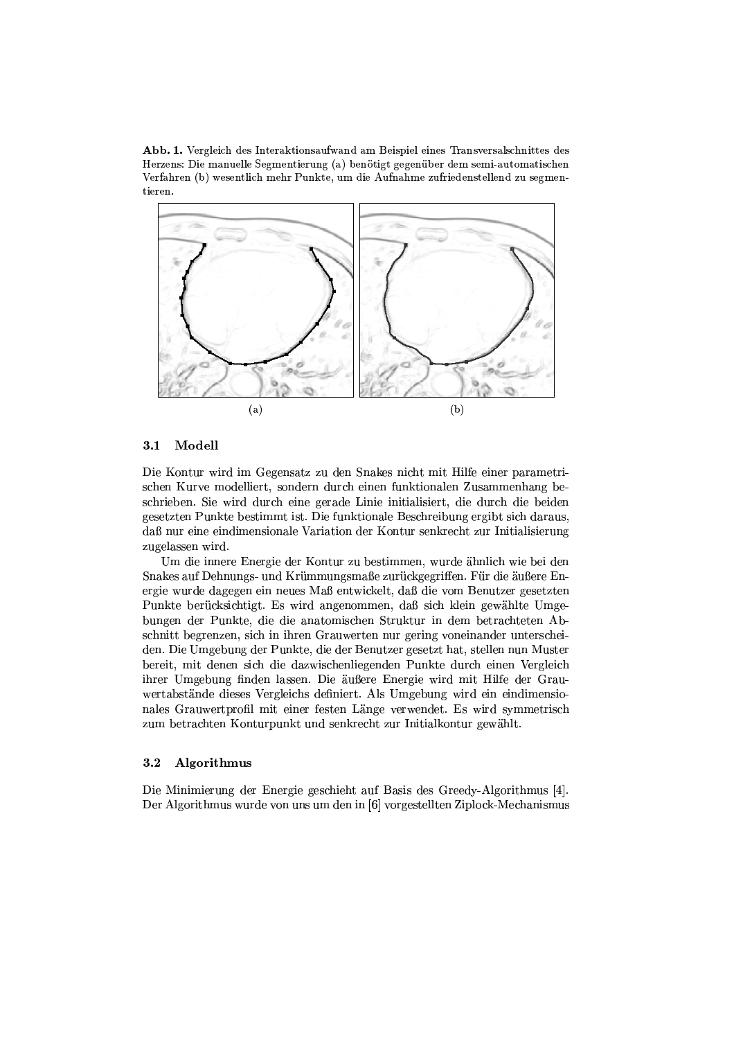**Abb. 1.** Vergleich des Interaktionsaufwand am Beispiel eines Transversalschnittes des Herzens: Die manuelle Segmentierung (a) benötigt gegenüber dem semi-automatischen Verfahren (b) wesentlich mehr Punkte, um die Aufnahme zufriedenstellend zu segmentieren.

(a) (b)

### 3.1 Modell

Die Kontur wird im Gegensatz zu den Snakes nicht mit Hilfe einer parametrischen Kurve modelliert, sondern durch einen funktionalen Zusammenhang beschrieben. Sie wird durch eine gerade Linie initialisiert, die durch die beiden gesetzten Punkte bestimmt ist. Die funktionale Beschreibung ergibt sich daraus, daß nur eine eindimensionale Variation der Kontur senkrecht zur Initialisierung zugelassen wird.

Um die innere Energie der Kontur zu bestimmen, wurde ähnlich wie bei den Snakes auf Dehnungs- und Krümmungsmaße zurückgegriffen. Für die äußere Energie wurde dagegen ein neues Maß entwickelt, daß die vom Benutzer gesetzten Punkte berücksichtigt. Es wird angenommen, daß sich klein gewählte Umgebungen der Punkte, die die anatomischen Struktur in dem betrachteten Abschnitt begrenzen, sich in ihren Grauwerten nur gering voneinander unterscheiden. Die Umgebung der Punkte, die der Benutzer gesetzt hat, stellen nun Muster bereit, mit denen sich die dazwischenliegenden Punkte durch einen Vergleich ihrer Umgebung finden lassen. Die äußere Energie wird mit Hilfe der Grauwertabstände dieses Vergleichs definiert. Als Umgebung wird ein eindimensionales Grauwertprofil mit einer festen Länge verwendet. Es wird symmetrisch zum betrachten Konturpunkt und senkrecht zur Initialkontur gewählt.

### 3.2 Algorithmus

Die Minimierung der Energie geschieht auf Basis des Greedy-Algorithmus [4]. Der Algorithmus wurde von uns um den in [6] vorgestellten Ziplock-Mechanismus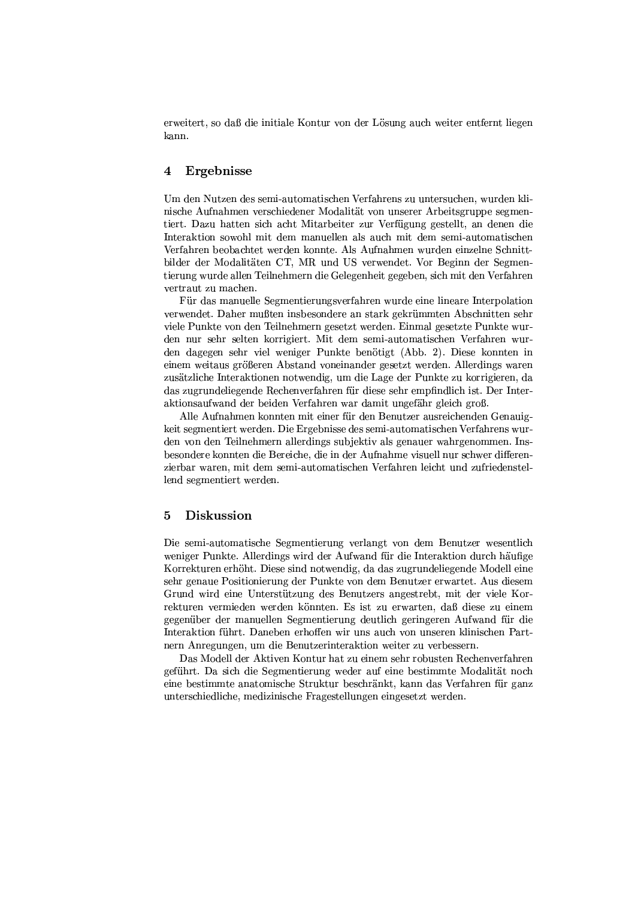erweitert, so daß die initiale Kontur von der Lösung auch weiter entfernt liegen kann.

## 4 Ergebnisse

Um den Nutzen des semi-automatischen Verfahrens zu untersuchen, wurden klinische Aufnahmen verschiedener Modalität von unserer Arbeitsgruppe segmentiert. Dazu hatten sich acht Mitarbeiter zur Verfügung gestellt, an denen die Interaktion sowohl mit dem manuellen als auch mit dem semi-automatischen Verfahren beobachtet werden konnte. Als Aufnahmen wurden einzelne Schnittbilder der Modalitäten CT, MR und US verwendet. Vor Beginn der Segmentierung wurde allen Teilnehmern die Gelegenheit gegeben, sich mit den Verfahren vertraut zu machen.

Für das manuelle Segmentierungsverfahren wurde eine lineare Interpolation verwendet. Daher mußten insbesondere an stark gekrümmten Abschnitten sehr viele Punkte von den Teilnehmern gesetzt werden. Einmal gesetzte Punkte wurden nur sehr selten korrigiert. Mit dem semi-automatischen Verfahren wurden dagegen sehr viel weniger Punkte benötigt (Abb. 2). Diese konnten in einem weitaus größeren Abstand voneinander gesetzt werden. Allerdings waren zusätzliche Interaktionen notwendig, um die Lage der Punkte zu korrigieren, da das zugrundeliegende Rechenverfahren für diese sehr empfindlich ist. Der Interaktionsaufwand der beiden Verfahren war damit ungefähr gleich groß.

Alle Aufnahmen konnten mit einer für den Benutzer ausreichenden Genauigkeit segmentiert werden. Die Ergebnisse des semi-automatischen Verfahrens wurden von den Teilnehmern allerdings subjektiv als genauer wahrgenommen. Insbesondere konnten die Bereiche, die in der Aufnahme visuell nur schwer differenzierbar waren, mit dem semi-automatischen Verfahren leicht und zufriedenstellend segmentiert werden.

## 5 Diskussion

Die semi-automatische Segmentierung verlangt von dem Benutzer wesentlich weniger Punkte. Allerdings wird der Aufwand für die Interaktion durch häufige Korrekturen erhöht. Diese sind notwendig, da das zugrundeliegende Modell eine sehr genaue Positionierung der Punkte von dem Benutzer erwartet. Aus diesem Grund wird eine Unterstützung des Benutzers angestrebt, mit der viele Korrekturen vermieden werden könnten. Es ist zu erwarten, daß diese zu einem gegenüber der manuellen Segmentierung deutlich geringeren Aufwand für die Interaktion führt. Daneben erhoffen wir uns auch von unseren klinischen Partnern Anregungen, um die Benutzerinteraktion weiter zu verbessern.

Das Modell der Aktiven Kontur hat zu einem sehr robusten Rechenverfahren geführt. Da sich die Segmentierung weder auf eine bestimmte Modalität noch eine bestimmte anatomische Struktur beschränkt, kann das Verfahren für ganz unterschiedliche, medizinische Fragestellungen eingesetzt werden.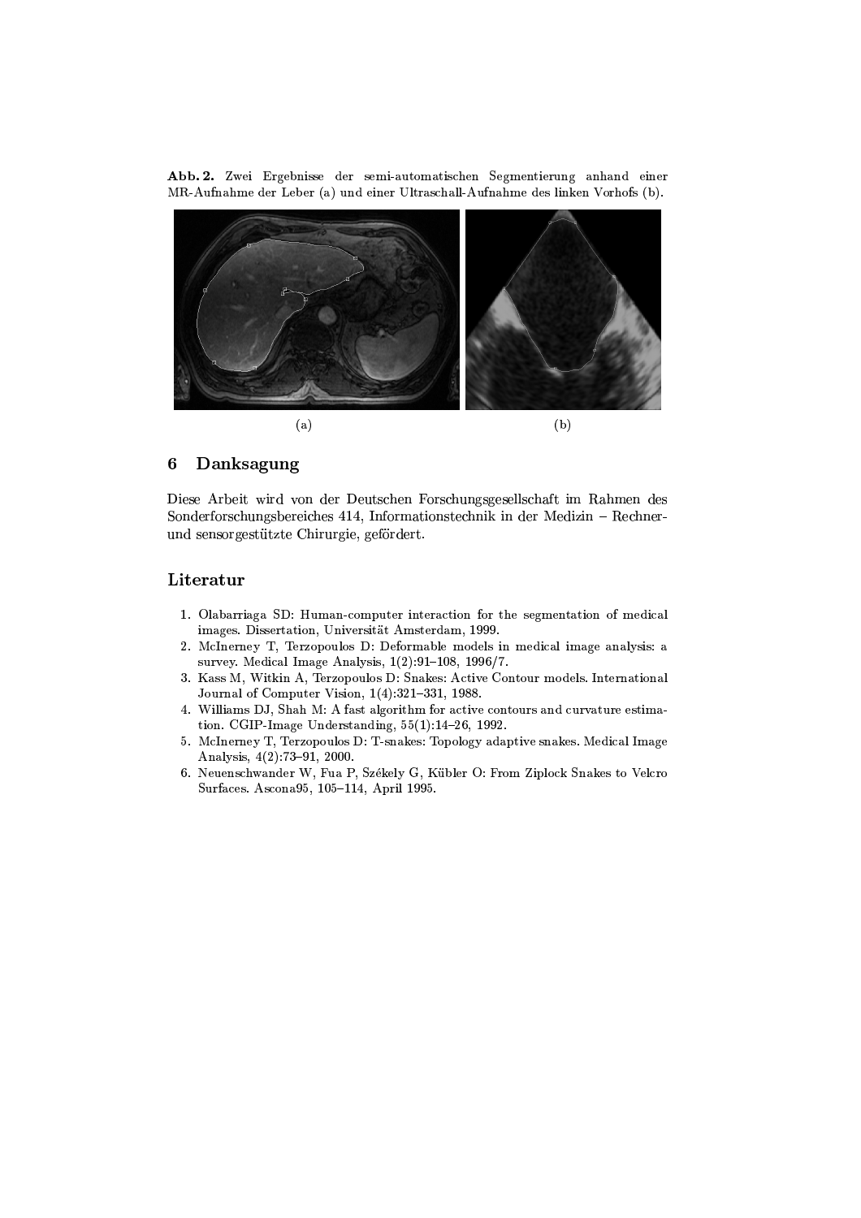**Abb. 2.** Zwei Ergebnisse der semi-automatischen Segmentierung anhand einer MR-Aufnahme der Leber (a) und einer Ultraschall-Aufnahme des linken Vorhofs (b).

(a) (b)

## 6 Danksagung

Diese Arbeit wird von der Deutschen Forschungsgesellschaft im Rahmen des Sonderforschungsbereiches 414, Informationstechnik in der Medizin – Rechner- und sensorgestützte Chirurgie, gefördert.

## Literatur

1. Olabarriaga SD: Human-computer interaction for the segmentation of medical images. Dissertation, Universität Amsterdam, 1999.
2. McInerney T, Terzopoulos D: Deformable models in medical image analysis: a survey. Medical Image Analysis, 1(2):91–108, 1996/7.
3. Kass M, Witkin A, Terzopoulos D: Snakes: Active Contour models. International Journal of Computer Vision, 1(4):321–331, 1988.
4. Williams DJ, Shah M: A fast algorithm for active contours and curvature estimation. CGIP-Image Understanding, 55(1):14–26, 1992.
5. McInerney T, Terzopoulos D: T-snakes: Topology adaptive snakes. Medical Image Analysis, 4(2):73–91, 2000.
6. Neuenschwander W, Fua P, Székely G, Kübler O: From Ziplock Snakes to Velcro Surfaces. Ascona95, 105–114, April 1995.